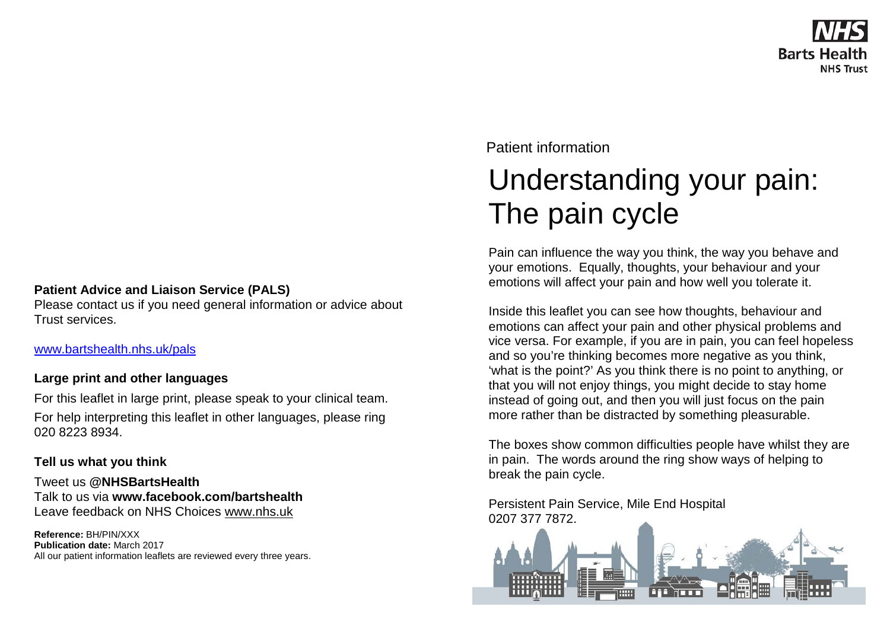**Patient Advice and Liaison Service (PALS)**
Please contact us if you need general information or advice about Trust services.

www.bartshealth.nhs.uk/pals

**Large print and other languages**

For this leaflet in large print, please speak to your clinical team.

For help interpreting this leaflet in other languages, please ring 020 8223 8934.

**Tell us what you think**

Tweet us **@NHSBartsHealth**
Talk to us via **www.facebook.com/bartshealth**
Leave feedback on NHS Choices www.nhs.uk

**Reference:** BH/PIN/XXX
**Publication date:** March 2017
All our patient information leaflets are reviewed every three years.

NHS Barts Health NHS Trust

Patient information

# Understanding your pain: The pain cycle

Pain can influence the way you think, the way you behave and your emotions. Equally, thoughts, your behaviour and your emotions will affect your pain and how well you tolerate it.

Inside this leaflet you can see how thoughts, behaviour and emotions can affect your pain and other physical problems and vice versa. For example, if you are in pain, you can feel hopeless and so you're thinking becomes more negative as you think, 'what is the point?' As you think there is no point to anything, or that you will not enjoy things, you might decide to stay home instead of going out, and then you will just focus on the pain more rather than be distracted by something pleasurable.

The boxes show common difficulties people have whilst they are in pain. The words around the ring show ways of helping to break the pain cycle.

Persistent Pain Service, Mile End Hospital
0207 377 7872.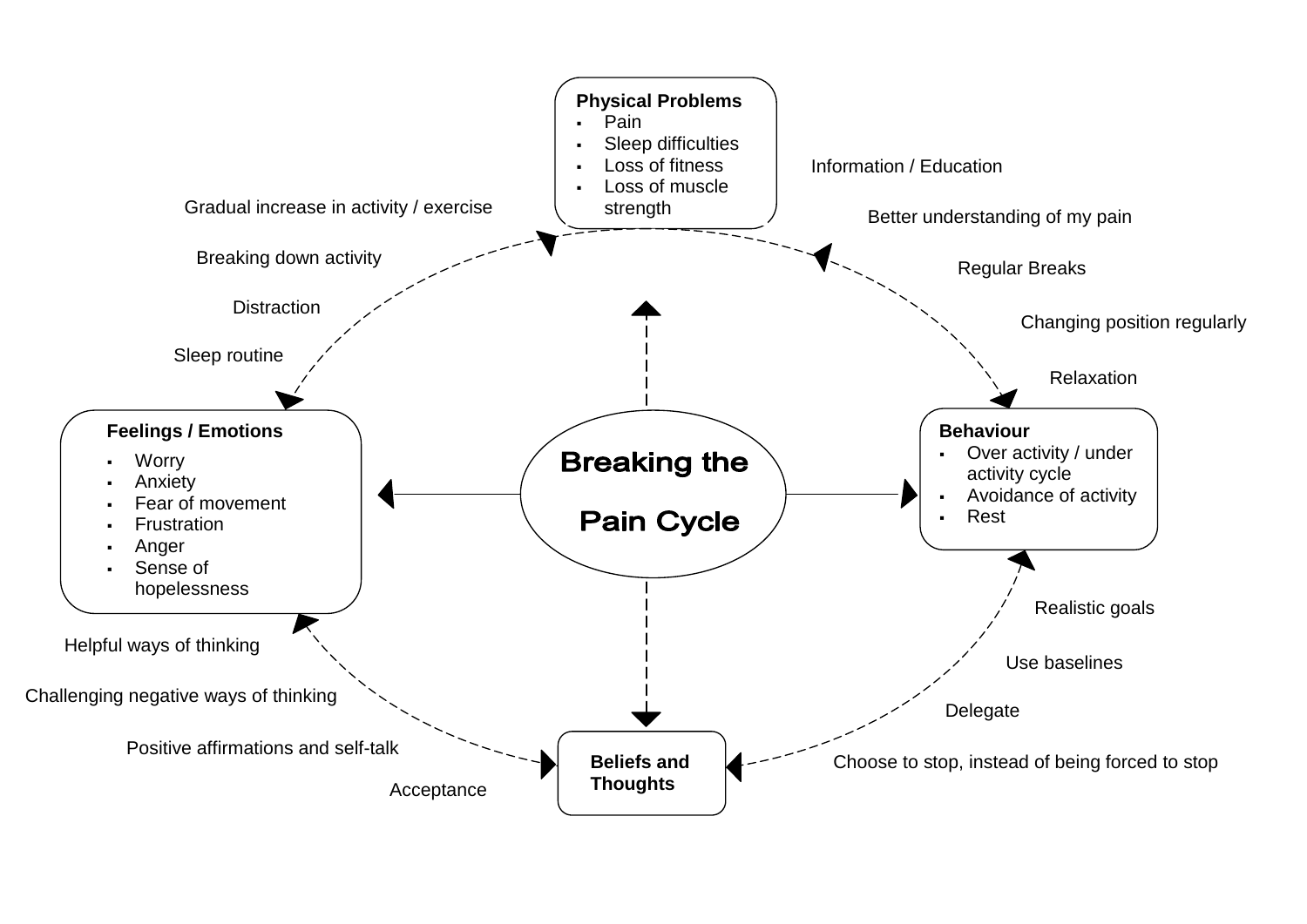Breaking the Pain Cycle

**Physical Problems**

- Pain
- Sleep difficulties
- Loss of fitness
- Loss of muscle strength

**Feelings / Emotions**

- Worry
- Anxiety
- Fear of movement
- Frustration
- Anger
- Sense of hopelessness

**Behaviour**

- Over activity / under activity cycle
- Avoidance of activity
- Rest

**Beliefs and Thoughts**

Gradual increase in activity / exercise

Breaking down activity

Distraction

Sleep routine

Information / Education

Better understanding of my pain

Regular Breaks

Changing position regularly

Relaxation

Helpful ways of thinking

Challenging negative ways of thinking

Positive affirmations and self-talk

Acceptance

Realistic goals

Use baselines

Delegate

Choose to stop, instead of being forced to stop